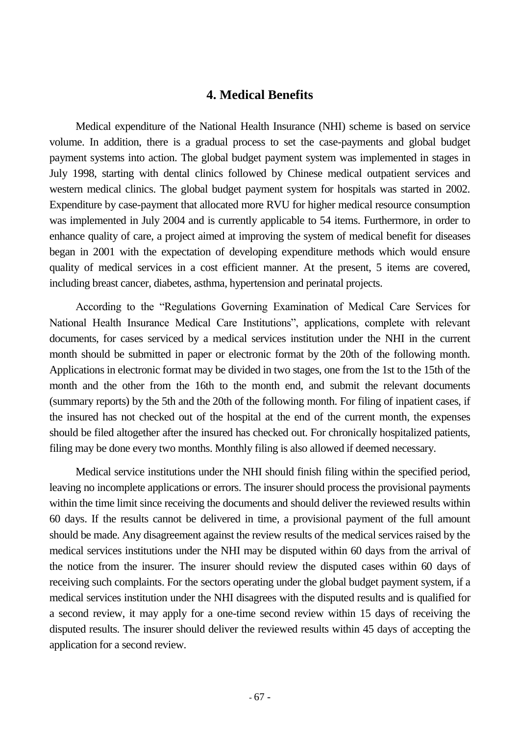# 4. Medical Benefits

Medical expenditure of the National Health Insurance (NHI) scheme is based on service volume. In addition, there is a gradual process to set the case-payments and global budget payment systems into action. The global budget payment system was implemented in stages in July 1998, starting with dental clinics followed by Chinese medical outpatient services and western medical clinics. The global budget payment system for hospitals was started in 2002. Expenditure by case-payment that allocated more RVU for higher medical resource consumption was implemented in July 2004 and is currently applicable to 54 items. Furthermore, in order to enhance quality of care, a project aimed at improving the system of medical benefit for diseases began in 2001 with the expectation of developing expenditure methods which would ensure quality of medical services in a cost efficient manner. At the present, 5 items are covered, including breast cancer, diabetes, asthma, hypertension and perinatal projects.

According to the "Regulations Governing Examination of Medical Care Services for National Health Insurance Medical Care Institutions", applications, complete with relevant documents, for cases serviced by a medical services institution under the NHI in the current month should be submitted in paper or electronic format by the 20th of the following month. Applications in electronic format may be divided in two stages, one from the 1st to the 15th of the month and the other from the 16th to the month end, and submit the relevant documents (summary reports) by the 5th and the 20th of the following month. For filing of inpatient cases, if the insured has not checked out of the hospital at the end of the current month, the expenses should be filed altogether after the insured has checked out. For chronically hospitalized patients, filing may be done every two months. Monthly filing is also allowed if deemed necessary.

Medical service institutions under the NHI should finish filing within the specified period, leaving no incomplete applications or errors. The insurer should process the provisional payments within the time limit since receiving the documents and should deliver the reviewed results within 60 days. If the results cannot be delivered in time, a provisional payment of the full amount should be made. Any disagreement against the review results of the medical services raised by the medical services institutions under the NHI may be disputed within 60 days from the arrival of the notice from the insurer. The insurer should review the disputed cases within 60 days of receiving such complaints. For the sectors operating under the global budget payment system, if a medical services institution under the NHI disagrees with the disputed results and is qualified for a second review, it may apply for a one-time second review within 15 days of receiving the disputed results. The insurer should deliver the reviewed results within 45 days of accepting the application for a second review.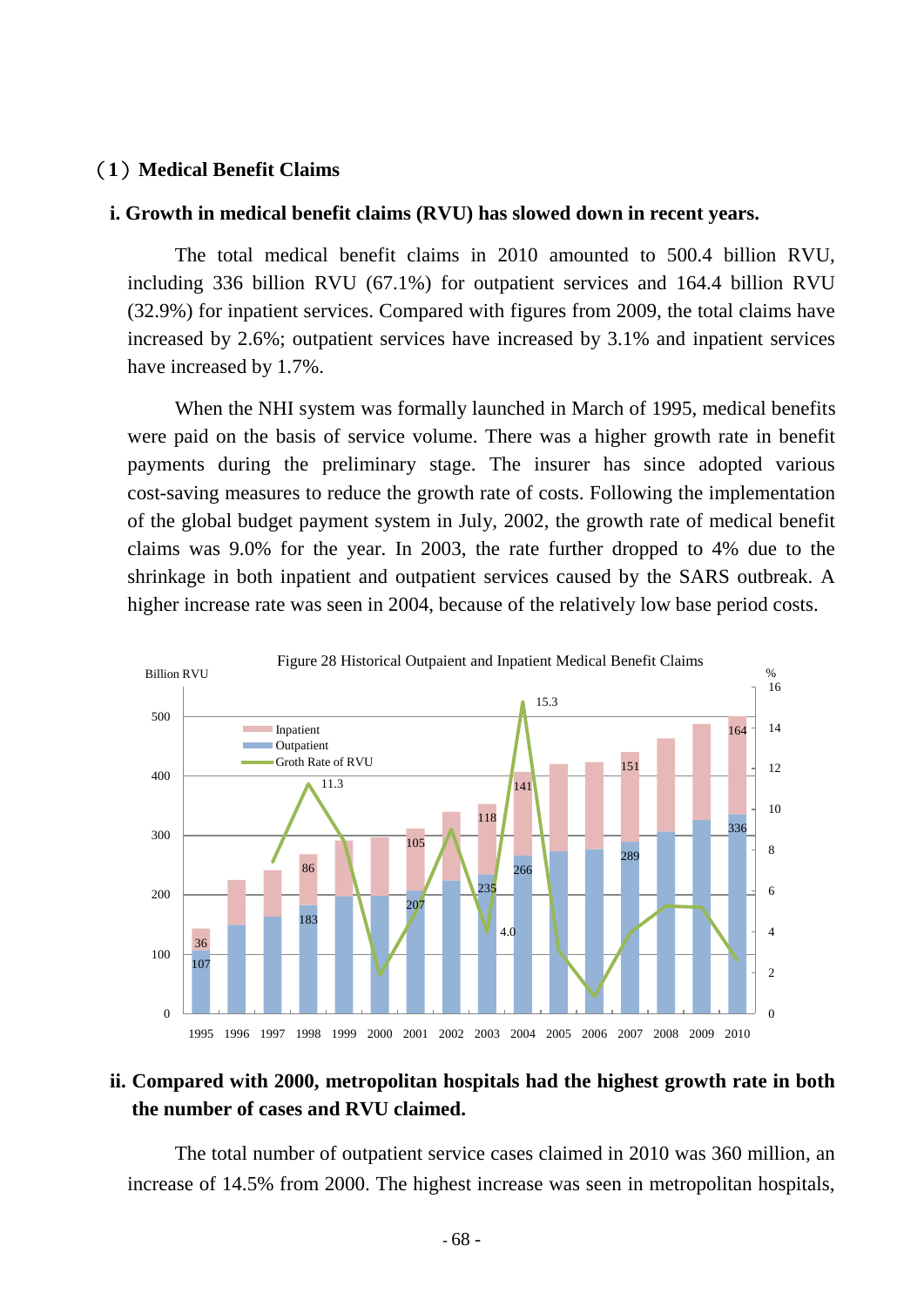（1）**Medical Benefit Claims**

**i. Growth in medical benefit claims (RVU) has slowed down in recent years.**

The total medical benefit claims in 2010 amounted to 500.4 billion RVU, including 336 billion RVU (67.1%) for outpatient services and 164.4 billion RVU (32.9%) for inpatient services. Compared with figures from 2009, the total claims have increased by 2.6%; outpatient services have increased by 3.1% and inpatient services have increased by 1.7%.

When the NHI system was formally launched in March of 1995, medical benefits were paid on the basis of service volume. There was a higher growth rate in benefit payments during the preliminary stage. The insurer has since adopted various cost-saving measures to reduce the growth rate of costs. Following the implementation of the global budget payment system in July, 2002, the growth rate of medical benefit claims was 9.0% for the year. In 2003, the rate further dropped to 4% due to the shrinkage in both inpatient and outpatient services caused by the SARS outbreak. A higher increase rate was seen in 2004, because of the relatively low base period costs.

Figure 28 Historical Outpaient and Inpatient Medical Benefit Claims

**ii. Compared with 2000, metropolitan hospitals had the highest growth rate in both the number of cases and RVU claimed.**

The total number of outpatient service cases claimed in 2010 was 360 million, an increase of 14.5% from 2000. The highest increase was seen in metropolitan hospitals,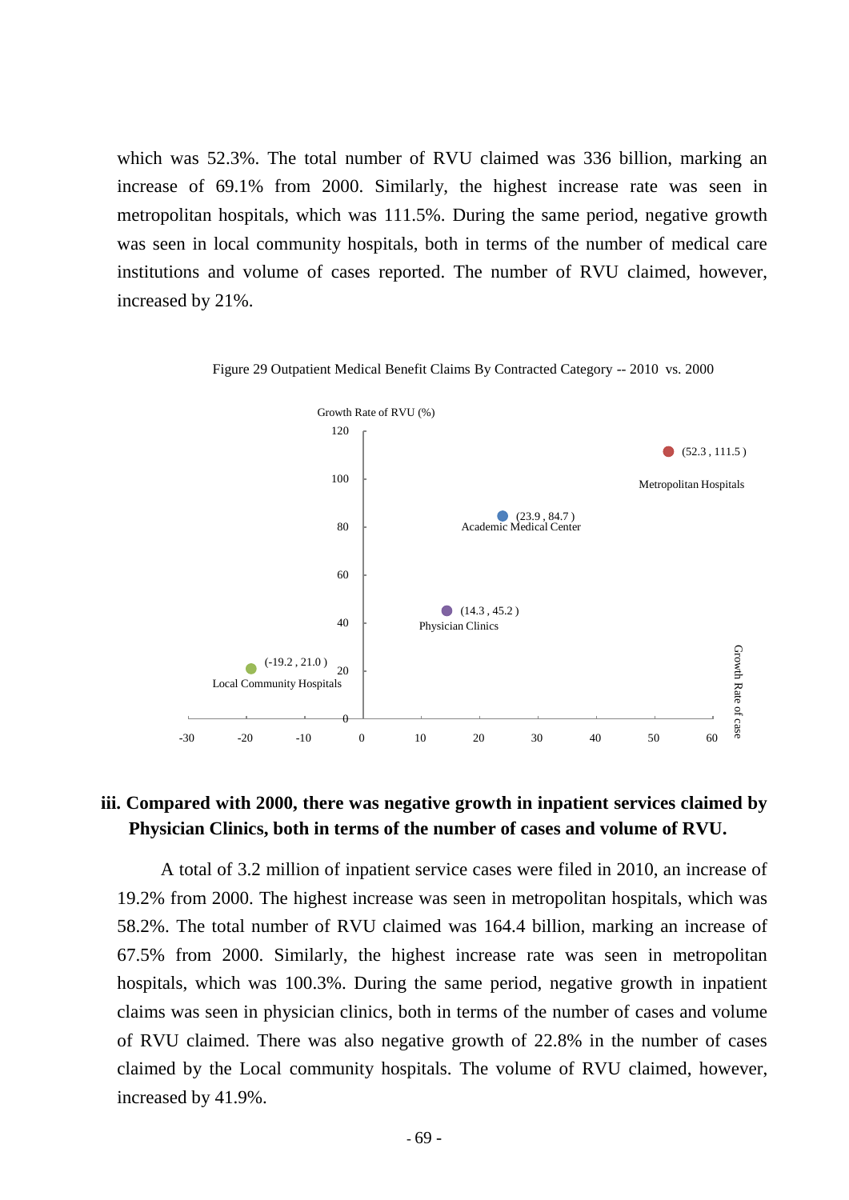which was 52.3%. The total number of RVU claimed was 336 billion, marking an increase of 69.1% from 2000. Similarly, the highest increase rate was seen in metropolitan hospitals, which was 111.5%. During the same period, negative growth was seen in local community hospitals, both in terms of the number of medical care institutions and volume of cases reported. The number of RVU claimed, however, increased by 21%.

Figure 29 Outpatient Medical Benefit Claims By Contracted Category -- 2010 vs. 2000

| Category | Growth Rate of case (%) | Growth Rate of RVU (%) |
|---|---|---|
| Metropolitan Hospitals | 52.3 | 111.5 |
| Academic Medical Center | 23.9 | 84.7 |
| Physician Clinics | 14.3 | 45.2 |
| Local Community Hospitals | -19.2 | 21.0 |

### iii. Compared with 2000, there was negative growth in inpatient services claimed by Physician Clinics, both in terms of the number of cases and volume of RVU.

A total of 3.2 million of inpatient service cases were filed in 2010, an increase of 19.2% from 2000. The highest increase was seen in metropolitan hospitals, which was 58.2%. The total number of RVU claimed was 164.4 billion, marking an increase of 67.5% from 2000. Similarly, the highest increase rate was seen in metropolitan hospitals, which was 100.3%. During the same period, negative growth in inpatient claims was seen in physician clinics, both in terms of the number of cases and volume of RVU claimed. There was also negative growth of 22.8% in the number of cases claimed by the Local community hospitals. The volume of RVU claimed, however, increased by 41.9%.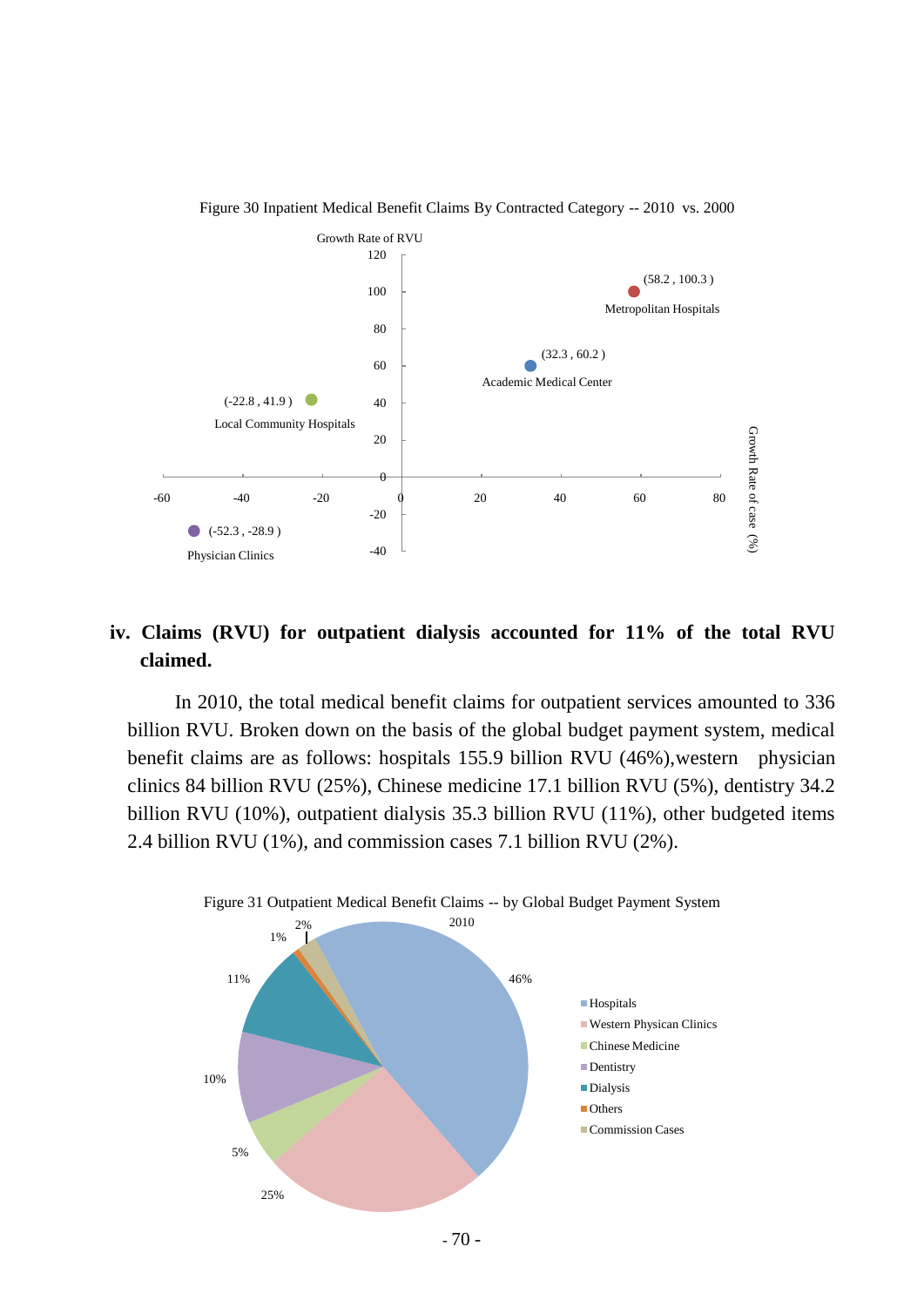Figure 30 Inpatient Medical Benefit Claims By Contracted Category -- 2010 vs. 2000

Growth Rate of RVU

Growth Rate of case (%)

| Category | Growth Rate of case (%) | Growth Rate of RVU |
|---|---|---|
| Metropolitan Hospitals | 58.2 | 100.3 |
| Academic Medical Center | 32.3 | 60.2 |
| Local Community Hospitals | -22.8 | 41.9 |
| Physician Clinics | -52.3 | -28.9 |

**iv. Claims (RVU) for outpatient dialysis accounted for 11% of the total RVU claimed.**

In 2010, the total medical benefit claims for outpatient services amounted to 336 billion RVU. Broken down on the basis of the global budget payment system, medical benefit claims are as follows: hospitals 155.9 billion RVU (46%),western physician clinics 84 billion RVU (25%), Chinese medicine 17.1 billion RVU (5%), dentistry 34.2 billion RVU (10%), outpatient dialysis 35.3 billion RVU (11%), other budgeted items 2.4 billion RVU (1%), and commission cases 7.1 billion RVU (2%).

Figure 31 Outpatient Medical Benefit Claims -- by Global Budget Payment System

2010

| Category | Share |
|---|---|
| Hospitals | 46% |
| Western Physican Clinics | 25% |
| Chinese Medicine | 5% |
| Dentistry | 10% |
| Dialysis | 11% |
| Others | 1% |
| Commission Cases | 2% |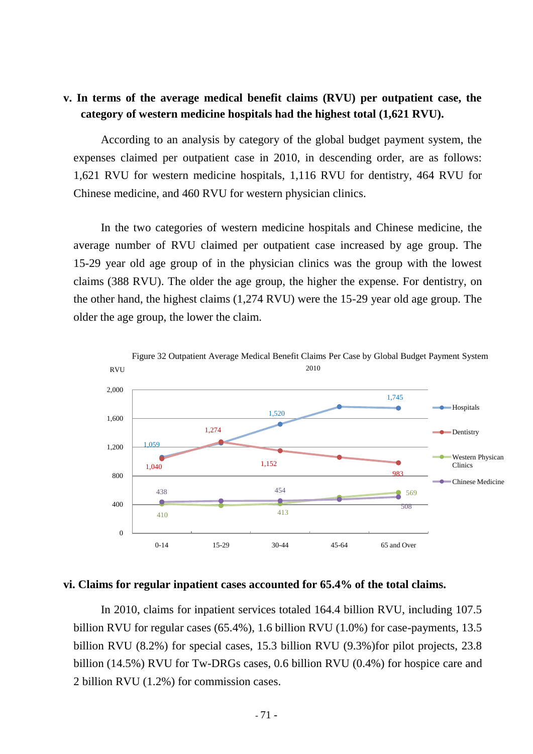**v. In terms of the average medical benefit claims (RVU) per outpatient case, the category of western medicine hospitals had the highest total (1,621 RVU).**

According to an analysis by category of the global budget payment system, the expenses claimed per outpatient case in 2010, in descending order, are as follows: 1,621 RVU for western medicine hospitals, 1,116 RVU for dentistry, 464 RVU for Chinese medicine, and 460 RVU for western physician clinics.

In the two categories of western medicine hospitals and Chinese medicine, the average number of RVU claimed per outpatient case increased by age group. The 15-29 year old age group of in the physician clinics was the group with the lowest claims (388 RVU). The older the age group, the higher the expense. For dentistry, on the other hand, the highest claims (1,274 RVU) were the 15-29 year old age group. The older the age group, the lower the claim.

Figure 32 Outpatient Average Medical Benefit Claims Per Case by Global Budget Payment System 2010

| Age group | Hospitals | Dentistry | Western Physican Clinics | Chinese Medicine |
|---|---|---|---|---|
| 0-14 | 1,059 | 1,040 | 410 | 438 |
| 15-29 | | 1,274 | | |
| 30-44 | 1,520 | 1,152 | 413 | 454 |
| 45-64 | | | | |
| 65 and Over | 1,745 | 983 | 569 | 508 |

**vi. Claims for regular inpatient cases accounted for 65.4% of the total claims.**

In 2010, claims for inpatient services totaled 164.4 billion RVU, including 107.5 billion RVU for regular cases (65.4%), 1.6 billion RVU (1.0%) for case-payments, 13.5 billion RVU (8.2%) for special cases, 15.3 billion RVU (9.3%)for pilot projects, 23.8 billion (14.5%) RVU for Tw-DRGs cases, 0.6 billion RVU (0.4%) for hospice care and 2 billion RVU (1.2%) for commission cases.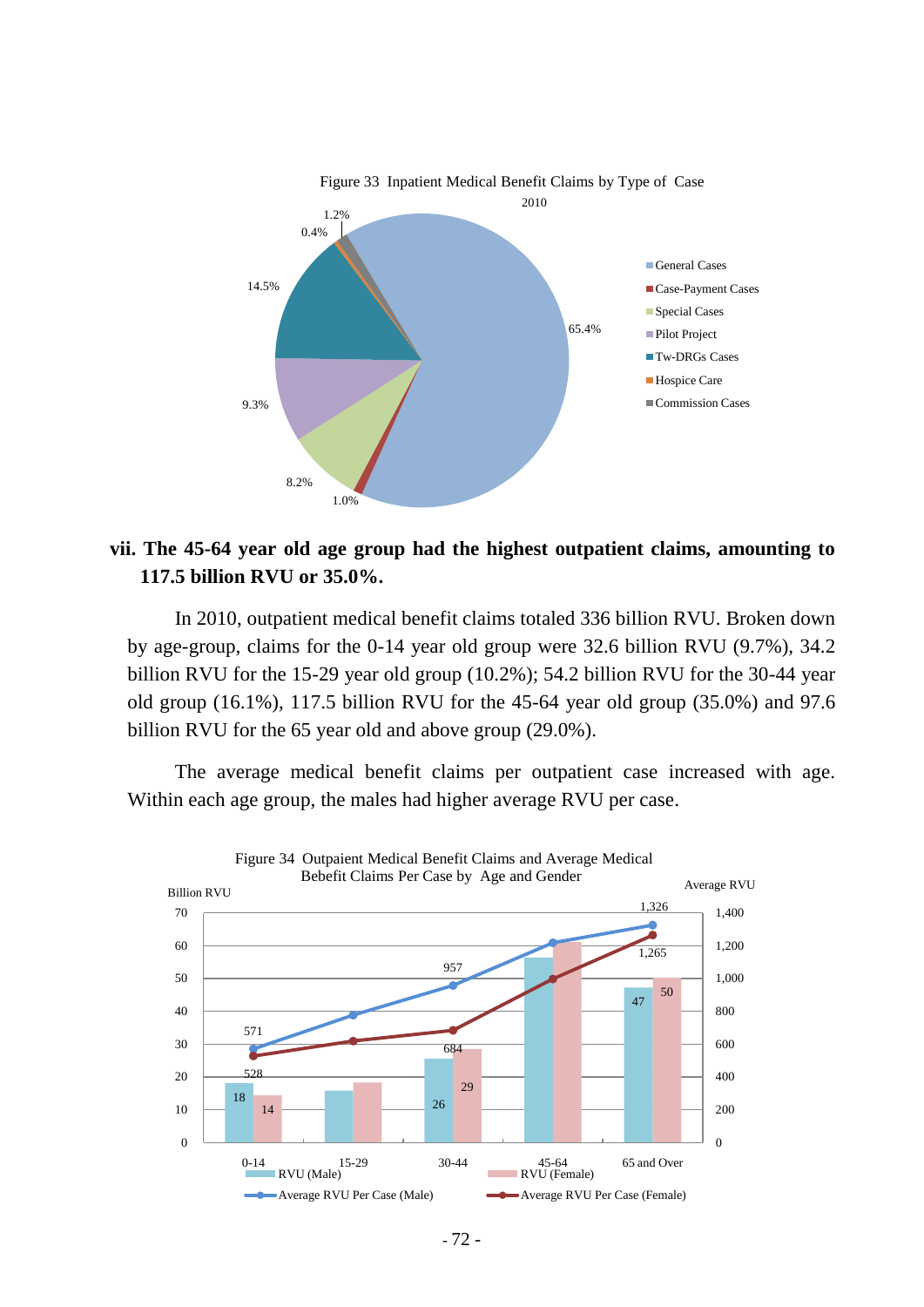Figure 33 Inpatient Medical Benefit Claims by Type of Case

2010

| Type of Case | Share |
|---|---|
| General Cases | 65.4% |
| Case-Payment Cases | 1.0% |
| Special Cases | 8.2% |
| Pilot Project | 9.3% |
| Tw-DRGs Cases | 14.5% |
| Hospice Care | 0.4% |
| Commission Cases | 1.2% |

**vii. The 45-64 year old age group had the highest outpatient claims, amounting to 117.5 billion RVU or 35.0%.**

In 2010, outpatient medical benefit claims totaled 336 billion RVU. Broken down by age-group, claims for the 0-14 year old group were 32.6 billion RVU (9.7%), 34.2 billion RVU for the 15-29 year old group (10.2%); 54.2 billion RVU for the 30-44 year old group (16.1%), 117.5 billion RVU for the 45-64 year old group (35.0%) and 97.6 billion RVU for the 65 year old and above group (29.0%).

The average medical benefit claims per outpatient case increased with age. Within each age group, the males had higher average RVU per case.

Figure 34 Outpaient Medical Benefit Claims and Average Medical Bebefit Claims Per Case by Age and Gender

| Age group | RVU (Male) (Billion RVU) | RVU (Female) (Billion RVU) | Average RVU Per Case (Male) | Average RVU Per Case (Female) |
|---|---|---|---|---|
| 0-14 | 18 | 14 | 571 | 528 |
| 15-29 | | | | |
| 30-44 | 26 | 29 | 957 | 684 |
| 45-64 | | | | |
| 65 and Over | 47 | 50 | 1,326 | 1,265 |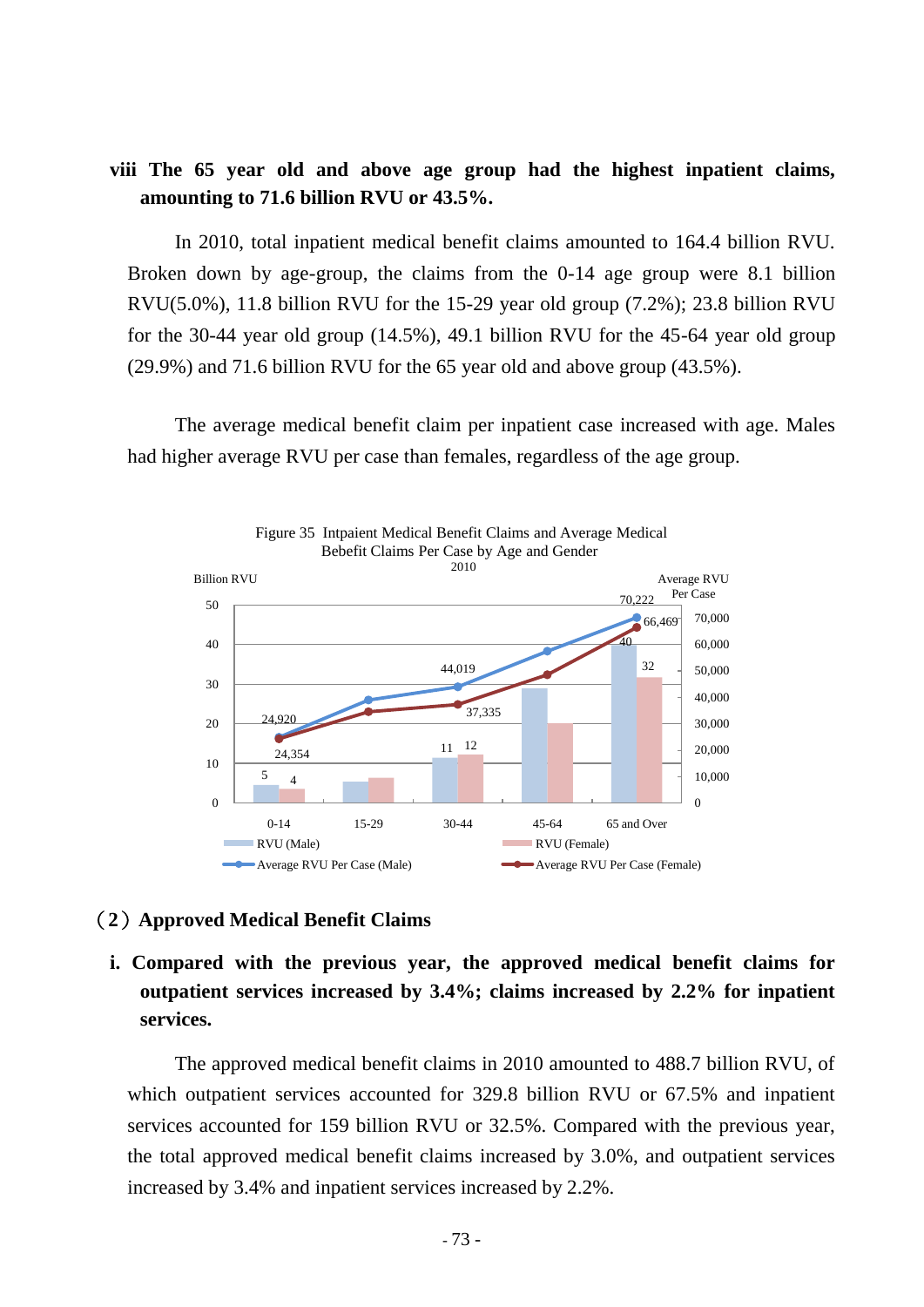**viii The 65 year old and above age group had the highest inpatient claims, amounting to 71.6 billion RVU or 43.5%.**

In 2010, total inpatient medical benefit claims amounted to 164.4 billion RVU. Broken down by age-group, the claims from the 0-14 age group were 8.1 billion RVU(5.0%), 11.8 billion RVU for the 15-29 year old group (7.2%); 23.8 billion RVU for the 30-44 year old group (14.5%), 49.1 billion RVU for the 45-64 year old group (29.9%) and 71.6 billion RVU for the 65 year old and above group (43.5%).

The average medical benefit claim per inpatient case increased with age. Males had higher average RVU per case than females, regardless of the age group.

Figure 35 Intpaient Medical Benefit Claims and Average Medical Bebefit Claims Per Case by Age and Gender 2010

| Age | RVU (Male) (Billion RVU) | RVU (Female) (Billion RVU) | Average RVU Per Case (Male) | Average RVU Per Case (Female) |
|---|---|---|---|---|
| 0-14 | 5 | 4 | 24,920 | 24,354 |
| 15-29 | | | | |
| 30-44 | 11 | 12 | 44,019 | 37,335 |
| 45-64 | | | | |
| 65 and Over | 40 | 32 | 70,222 | 66,469 |

## （2）Approved Medical Benefit Claims

**i. Compared with the previous year, the approved medical benefit claims for outpatient services increased by 3.4%; claims increased by 2.2% for inpatient services.**

The approved medical benefit claims in 2010 amounted to 488.7 billion RVU, of which outpatient services accounted for 329.8 billion RVU or 67.5% and inpatient services accounted for 159 billion RVU or 32.5%. Compared with the previous year, the total approved medical benefit claims increased by 3.0%, and outpatient services increased by 3.4% and inpatient services increased by 2.2%.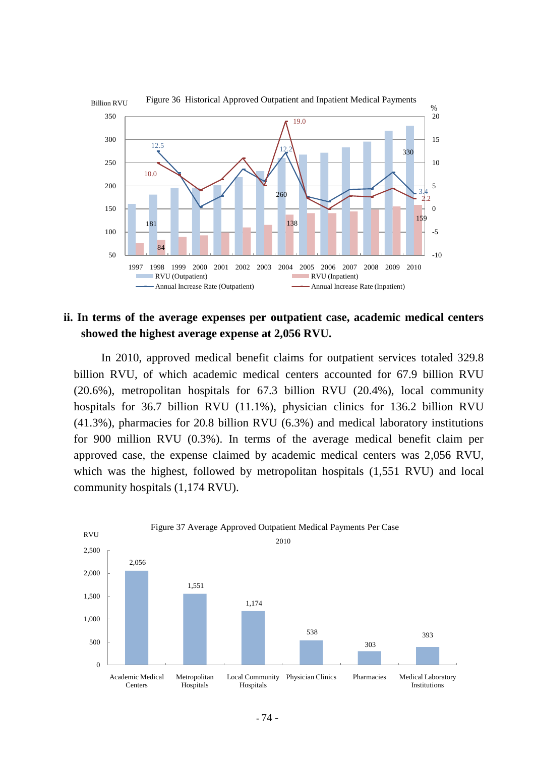Figure 36 Historical Approved Outpatient and Inpatient Medical Payments

ii. **In terms of the average expenses per outpatient case, academic medical centers showed the highest average expense at 2,056 RVU.**

In 2010, approved medical benefit claims for outpatient services totaled 329.8 billion RVU, of which academic medical centers accounted for 67.9 billion RVU (20.6%), metropolitan hospitals for 67.3 billion RVU (20.4%), local community hospitals for 36.7 billion RVU (11.1%), physician clinics for 136.2 billion RVU (41.3%), pharmacies for 20.8 billion RVU (6.3%) and medical laboratory institutions for 900 million RVU (0.3%). In terms of the average medical benefit claim per approved case, the expense claimed by academic medical centers was 2,056 RVU, which was the highest, followed by metropolitan hospitals (1,551 RVU) and local community hospitals (1,174 RVU).

Figure 37 Average Approved Outpatient Medical Payments Per Case

2010

| | Academic Medical Centers | Metropolitan Hospitals | Local Community Hospitals | Physician Clinics | Pharmacies | Medical Laboratory Institutions |
|---|---|---|---|---|---|---|
| RVU | 2,056 | 1,551 | 1,174 | 538 | 303 | 393 |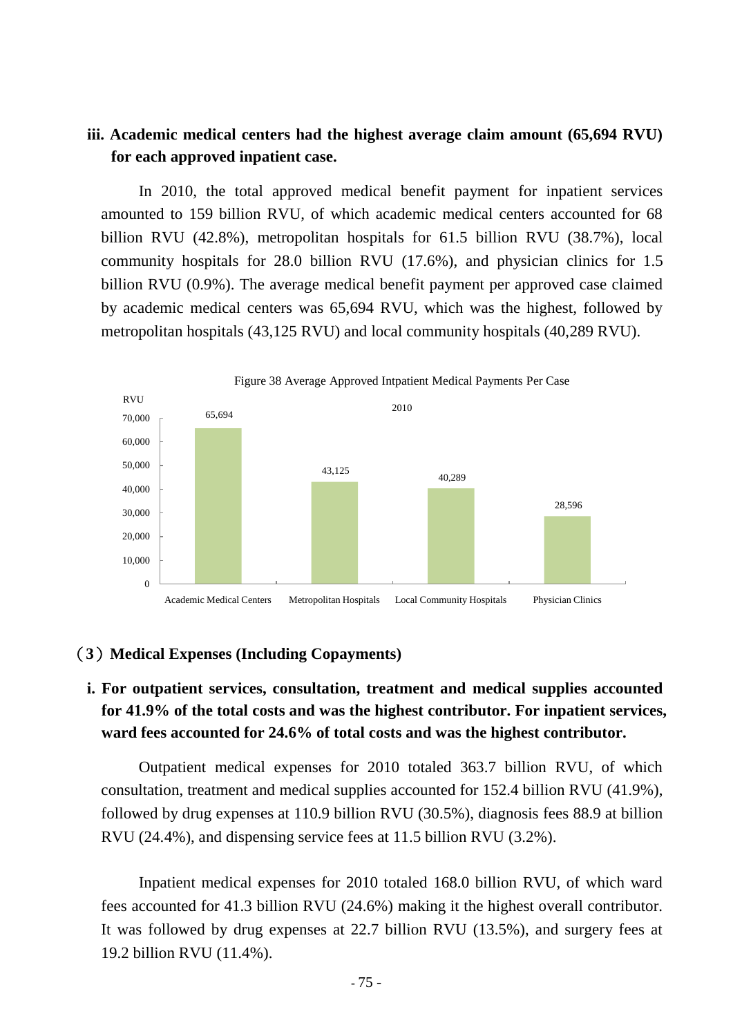### iii. Academic medical centers had the highest average claim amount (65,694 RVU) for each approved inpatient case.

In 2010, the total approved medical benefit payment for inpatient services amounted to 159 billion RVU, of which academic medical centers accounted for 68 billion RVU (42.8%), metropolitan hospitals for 61.5 billion RVU (38.7%), local community hospitals for 28.0 billion RVU (17.6%), and physician clinics for 1.5 billion RVU (0.9%). The average medical benefit payment per approved case claimed by academic medical centers was 65,694 RVU, which was the highest, followed by metropolitan hospitals (43,125 RVU) and local community hospitals (40,289 RVU).

Figure 38 Average Approved Intpatient Medical Payments Per Case

| 2010 (RVU) | Academic Medical Centers | Metropolitan Hospitals | Local Community Hospitals | Physician Clinics |
|---|---|---|---|---|
| Average payment per case | 65,694 | 43,125 | 40,289 | 28,596 |

## （3）Medical Expenses (Including Copayments)

### i. For outpatient services, consultation, treatment and medical supplies accounted for 41.9% of the total costs and was the highest contributor. For inpatient services, ward fees accounted for 24.6% of total costs and was the highest contributor.

Outpatient medical expenses for 2010 totaled 363.7 billion RVU, of which consultation, treatment and medical supplies accounted for 152.4 billion RVU (41.9%), followed by drug expenses at 110.9 billion RVU (30.5%), diagnosis fees 88.9 at billion RVU (24.4%), and dispensing service fees at 11.5 billion RVU (3.2%).

Inpatient medical expenses for 2010 totaled 168.0 billion RVU, of which ward fees accounted for 41.3 billion RVU (24.6%) making it the highest overall contributor. It was followed by drug expenses at 22.7 billion RVU (13.5%), and surgery fees at 19.2 billion RVU (11.4%).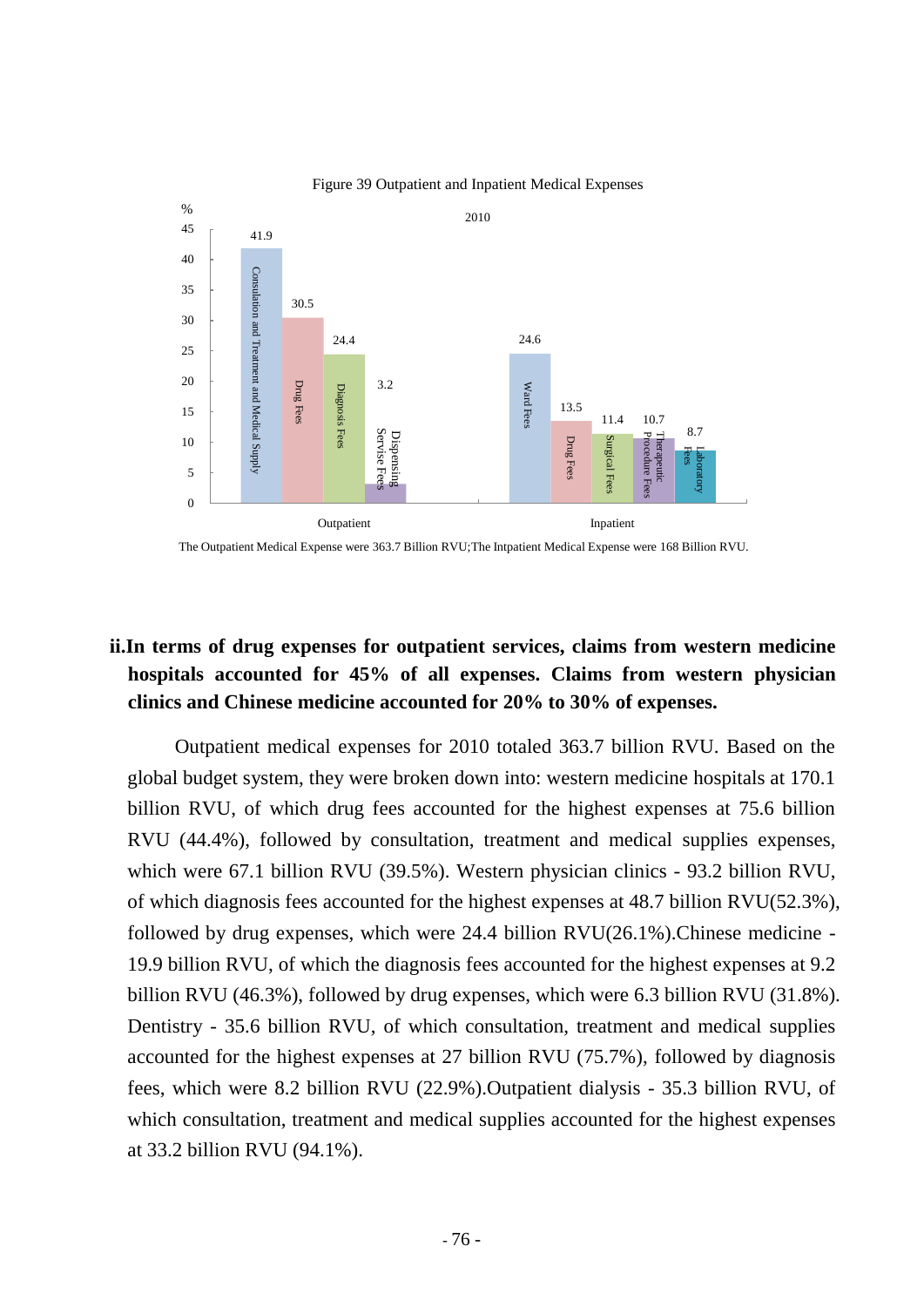Figure 39 Outpatient and Inpatient Medical Expenses

| 2010 (%) | Outpatient | Inpatient |
|---|---|---|
| Consultation and Treatment and Medical Supply | 41.9 | |
| Drug Fees | 30.5 | 13.5 |
| Diagnosis Fees | 24.4 | |
| Dispensing Servise Fees | 3.2 | |
| Ward Fees | | 24.6 |
| Surgical Fees | | 11.4 |
| Therapeutic Procedure Fees | | 10.7 |
| Laboratory Fees | | 8.7 |

The Outpatient Medical Expense were 363.7 Billion RVU;The Intpatient Medical Expense were 168 Billion RVU.

**ii.In terms of drug expenses for outpatient services, claims from western medicine hospitals accounted for 45% of all expenses. Claims from western physician clinics and Chinese medicine accounted for 20% to 30% of expenses.**

Outpatient medical expenses for 2010 totaled 363.7 billion RVU. Based on the global budget system, they were broken down into: western medicine hospitals at 170.1 billion RVU, of which drug fees accounted for the highest expenses at 75.6 billion RVU (44.4%), followed by consultation, treatment and medical supplies expenses, which were 67.1 billion RVU (39.5%). Western physician clinics - 93.2 billion RVU, of which diagnosis fees accounted for the highest expenses at 48.7 billion RVU(52.3%), followed by drug expenses, which were 24.4 billion RVU(26.1%).Chinese medicine - 19.9 billion RVU, of which the diagnosis fees accounted for the highest expenses at 9.2 billion RVU (46.3%), followed by drug expenses, which were 6.3 billion RVU (31.8%). Dentistry - 35.6 billion RVU, of which consultation, treatment and medical supplies accounted for the highest expenses at 27 billion RVU (75.7%), followed by diagnosis fees, which were 8.2 billion RVU (22.9%).Outpatient dialysis - 35.3 billion RVU, of which consultation, treatment and medical supplies accounted for the highest expenses at 33.2 billion RVU (94.1%).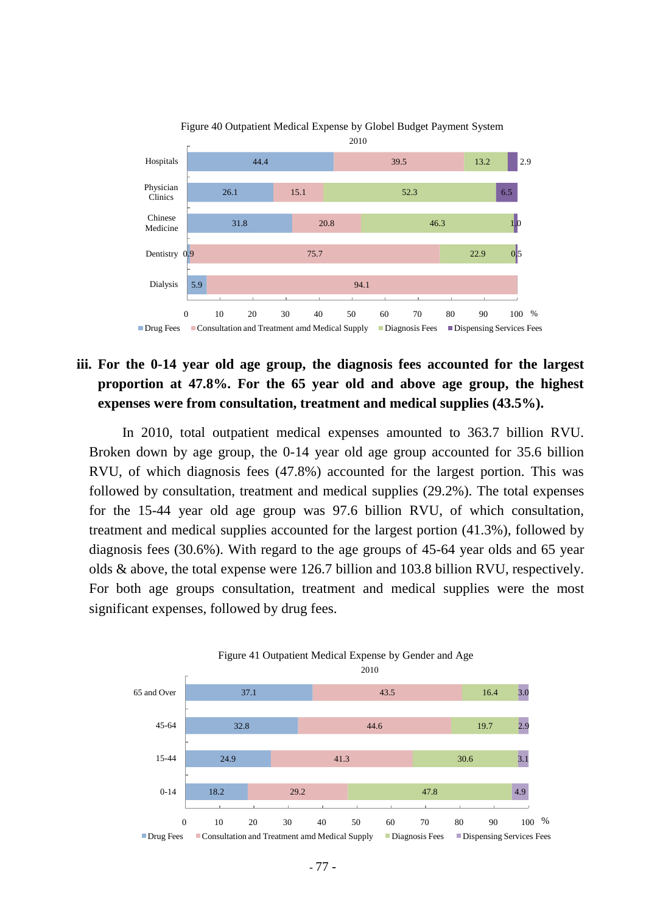Figure 40 Outpatient Medical Expense by Globel Budget Payment System

2010

| | Drug Fees | Consultation and Treatment amd Medical Supply | Diagnosis Fees | Dispensing Services Fees |
|---|---|---|---|---|
| Hospitals | 44.4 | 39.5 | 13.2 | 2.9 |
| Physician Clinics | 26.1 | 15.1 | 52.3 | 6.5 |
| Chinese Medicine | 31.8 | 20.8 | 46.3 | 1.0 |
| Dentistry | 0.9 | 75.7 | 22.9 | 0.5 |
| Dialysis | 5.9 | 94.1 | | |

iii. **For the 0-14 year old age group, the diagnosis fees accounted for the largest proportion at 47.8%. For the 65 year old and above age group, the highest expenses were from consultation, treatment and medical supplies (43.5%).**

In 2010, total outpatient medical expenses amounted to 363.7 billion RVU. Broken down by age group, the 0-14 year old age group accounted for 35.6 billion RVU, of which diagnosis fees (47.8%) accounted for the largest portion. This was followed by consultation, treatment and medical supplies (29.2%). The total expenses for the 15-44 year old age group was 97.6 billion RVU, of which consultation, treatment and medical supplies accounted for the largest portion (41.3%), followed by diagnosis fees (30.6%). With regard to the age groups of 45-64 year olds and 65 year olds & above, the total expense were 126.7 billion and 103.8 billion RVU, respectively. For both age groups consultation, treatment and medical supplies were the most significant expenses, followed by drug fees.

Figure 41 Outpatient Medical Expense by Gender and Age

2010

| | Drug Fees | Consultation and Treatment amd Medical Supply | Diagnosis Fees | Dispensing Services Fees |
|---|---|---|---|---|
| 65 and Over | 37.1 | 43.5 | 16.4 | 3.0 |
| 45-64 | 32.8 | 44.6 | 19.7 | 2.9 |
| 15-44 | 24.9 | 41.3 | 30.6 | 3.1 |
| 0-14 | 18.2 | 29.2 | 47.8 | 4.9 |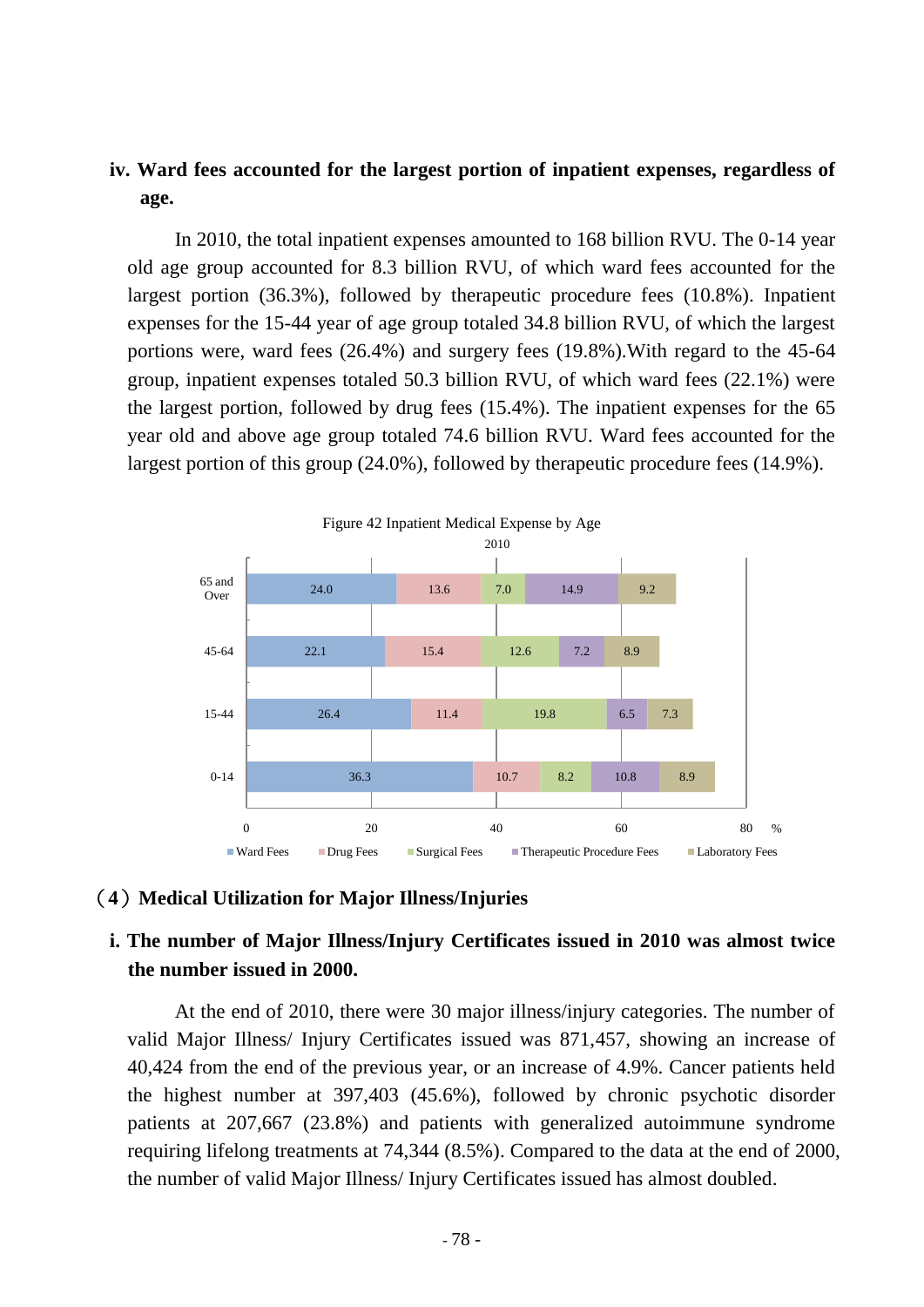**iv. Ward fees accounted for the largest portion of inpatient expenses, regardless of age.**

In 2010, the total inpatient expenses amounted to 168 billion RVU. The 0-14 year old age group accounted for 8.3 billion RVU, of which ward fees accounted for the largest portion (36.3%), followed by therapeutic procedure fees (10.8%). Inpatient expenses for the 15-44 year of age group totaled 34.8 billion RVU, of which the largest portions were, ward fees (26.4%) and surgery fees (19.8%).With regard to the 45-64 group, inpatient expenses totaled 50.3 billion RVU, of which ward fees (22.1%) were the largest portion, followed by drug fees (15.4%). The inpatient expenses for the 65 year old and above age group totaled 74.6 billion RVU. Ward fees accounted for the largest portion of this group (24.0%), followed by therapeutic procedure fees (14.9%).

Figure 42 Inpatient Medical Expense by Age

2010

| Age | Ward Fees | Drug Fees | Surgical Fees | Therapeutic Procedure Fees | Laboratory Fees |
|---|---|---|---|---|---|
| 65 and Over | 24.0 | 13.6 | 7.0 | 14.9 | 9.2 |
| 45-64 | 22.1 | 15.4 | 12.6 | 7.2 | 8.9 |
| 15-44 | 26.4 | 11.4 | 19.8 | 6.5 | 7.3 |
| 0-14 | 36.3 | 10.7 | 8.2 | 10.8 | 8.9 |

(%)

## （4）Medical Utilization for Major Illness/Injuries

**i. The number of Major Illness/Injury Certificates issued in 2010 was almost twice the number issued in 2000.**

At the end of 2010, there were 30 major illness/injury categories. The number of valid Major Illness/ Injury Certificates issued was 871,457, showing an increase of 40,424 from the end of the previous year, or an increase of 4.9%. Cancer patients held the highest number at 397,403 (45.6%), followed by chronic psychotic disorder patients at 207,667 (23.8%) and patients with generalized autoimmune syndrome requiring lifelong treatments at 74,344 (8.5%). Compared to the data at the end of 2000, the number of valid Major Illness/ Injury Certificates issued has almost doubled.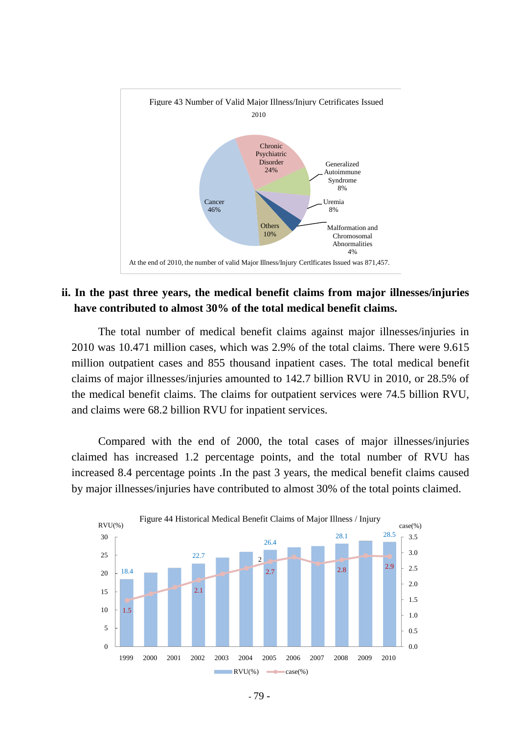Figure 43 Number of Valid Major Illness/Injury Cetrificates Issued

2010

Chronic Psychiatric Disorder 24%

Generalized Autoimmune Syndrome 8%

Uremia 8%

Malformation and Chromosomal Abnormalities 4%

Others 10%

Cancer 46%

At the end of 2010, the number of valid Major Illness/Injury Certlficates Issued was 871,457.

**ii. In the past three years, the medical benefit claims from major illnesses/injuries have contributed to almost 30% of the total medical benefit claims.**

The total number of medical benefit claims against major illnesses/injuries in 2010 was 10.471 million cases, which was 2.9% of the total claims. There were 9.615 million outpatient cases and 855 thousand inpatient cases. The total medical benefit claims of major illnesses/injuries amounted to 142.7 billion RVU in 2010, or 28.5% of the medical benefit claims. The claims for outpatient services were 74.5 billion RVU, and claims were 68.2 billion RVU for inpatient services.

Compared with the end of 2000, the total cases of major illnesses/injuries claimed has increased 1.2 percentage points, and the total number of RVU has increased 8.4 percentage points .In the past 3 years, the medical benefit claims caused by major illnesses/injuries have contributed to almost 30% of the total points claimed.

Figure 44 Historical Medical Benefit Claims of Major Illness / Injury

| Year | RVU(%) | case(%) |
|---|---|---|
| 1999 | 18.4 | 1.5 |
| 2002 | 22.7 | 2.1 |
| 2005 | 26.4 | 2.7 |
| 2008 | 28.1 | 2.8 |
| 2010 | 28.5 | 2.9 |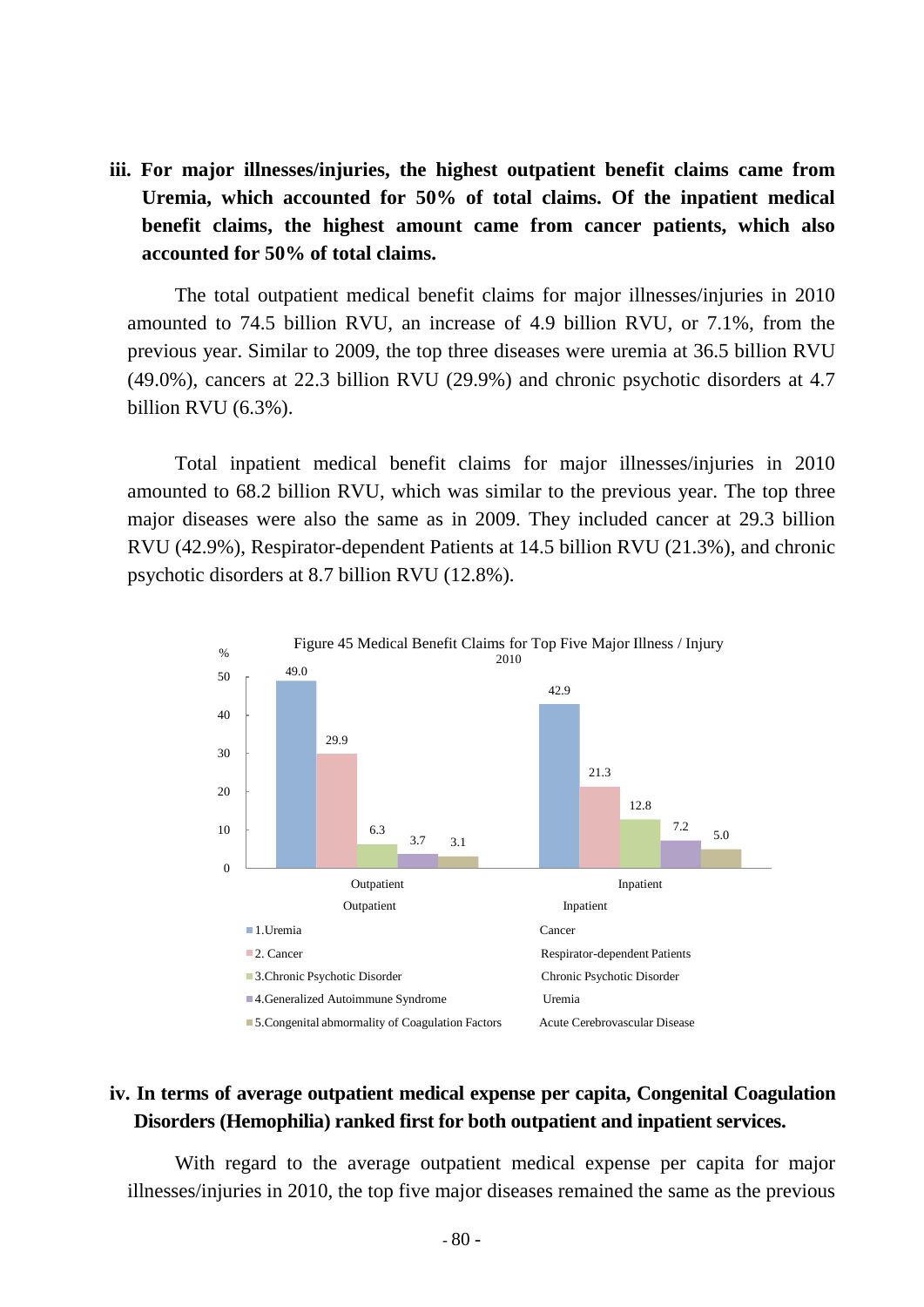### iii. For major illnesses/injuries, the highest outpatient benefit claims came from Uremia, which accounted for 50% of total claims. Of the inpatient medical benefit claims, the highest amount came from cancer patients, which also accounted for 50% of total claims.

The total outpatient medical benefit claims for major illnesses/injuries in 2010 amounted to 74.5 billion RVU, an increase of 4.9 billion RVU, or 7.1%, from the previous year. Similar to 2009, the top three diseases were uremia at 36.5 billion RVU (49.0%), cancers at 22.3 billion RVU (29.9%) and chronic psychotic disorders at 4.7 billion RVU (6.3%).

Total inpatient medical benefit claims for major illnesses/injuries in 2010 amounted to 68.2 billion RVU, which was similar to the previous year. The top three major diseases were also the same as in 2009. They included cancer at 29.3 billion RVU (42.9%), Respirator-dependent Patients at 14.5 billion RVU (21.3%), and chronic psychotic disorders at 8.7 billion RVU (12.8%).

Figure 45 Medical Benefit Claims for Top Five Major Illness / Injury
2010

| Rank | Outpatient | % | Inpatient | % |
|---|---|---|---|---|
| 1 | Uremia | 49.0 | Cancer | 42.9 |
| 2 | Cancer | 29.9 | Respirator-dependent Patients | 21.3 |
| 3 | Chronic Psychotic Disorder | 6.3 | Chronic Psychotic Disorder | 12.8 |
| 4 | Generalized Autoimmune Syndrome | 3.7 | Uremia | 7.2 |
| 5 | Congenital abnormality of Coagulation Factors | 3.1 | Acute Cerebrovascular Disease | 5.0 |

### iv. In terms of average outpatient medical expense per capita, Congenital Coagulation Disorders (Hemophilia) ranked first for both outpatient and inpatient services.

With regard to the average outpatient medical expense per capita for major illnesses/injuries in 2010, the top five major diseases remained the same as the previous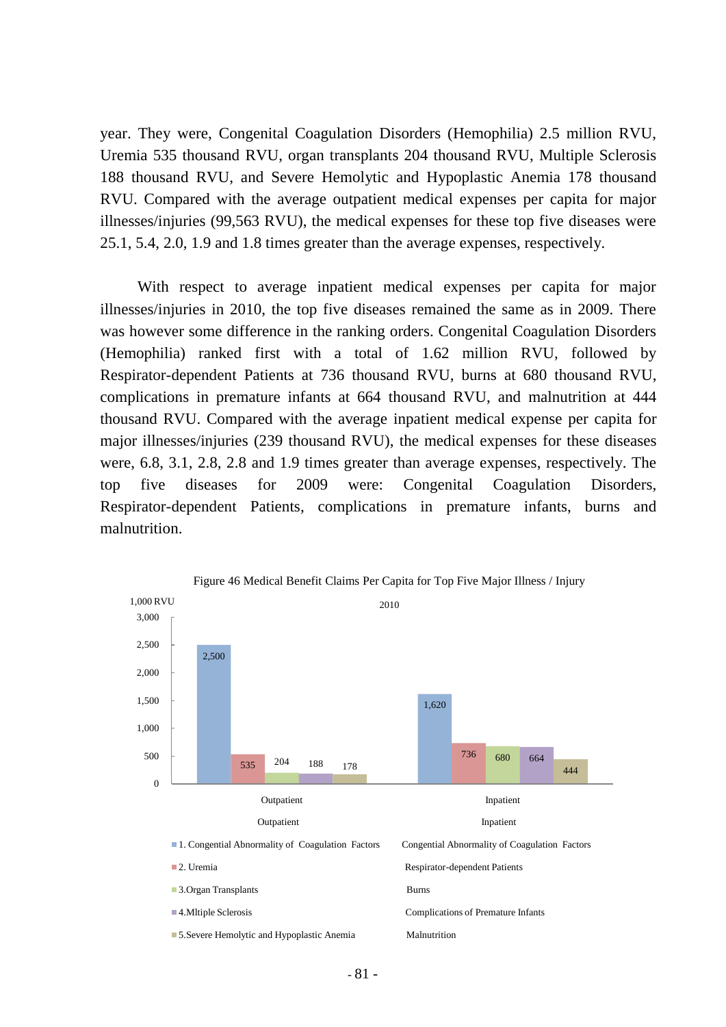year. They were, Congenital Coagulation Disorders (Hemophilia) 2.5 million RVU, Uremia 535 thousand RVU, organ transplants 204 thousand RVU, Multiple Sclerosis 188 thousand RVU, and Severe Hemolytic and Hypoplastic Anemia 178 thousand RVU. Compared with the average outpatient medical expenses per capita for major illnesses/injuries (99,563 RVU), the medical expenses for these top five diseases were 25.1, 5.4, 2.0, 1.9 and 1.8 times greater than the average expenses, respectively.

With respect to average inpatient medical expenses per capita for major illnesses/injuries in 2010, the top five diseases remained the same as in 2009. There was however some difference in the ranking orders. Congenital Coagulation Disorders (Hemophilia) ranked first with a total of 1.62 million RVU, followed by Respirator-dependent Patients at 736 thousand RVU, burns at 680 thousand RVU, complications in premature infants at 664 thousand RVU, and malnutrition at 444 thousand RVU. Compared with the average inpatient medical expense per capita for major illnesses/injuries (239 thousand RVU), the medical expenses for these diseases were, 6.8, 3.1, 2.8, 2.8 and 1.9 times greater than average expenses, respectively. The top five diseases for 2009 were: Congenital Coagulation Disorders, Respirator-dependent Patients, complications in premature infants, burns and malnutrition.

Figure 46 Medical Benefit Claims Per Capita for Top Five Major Illness / Injury

2010 (1,000 RVU)

| Outpatient | Value | Inpatient | Value |
|---|---|---|---|
| 1. Congential Abnormality of Coagulation Factors | 2,500 | Congential Abnormality of Coagulation Factors | 1,620 |
| 2. Uremia | 535 | Respirator-dependent Patients | 736 |
| 3.Organ Transplants | 204 | Burns | 680 |
| 4.Mltiple Sclerosis | 188 | Complications of Premature Infants | 664 |
| 5.Severe Hemolytic and Hypoplastic Anemia | 178 | Malnutrition | 444 |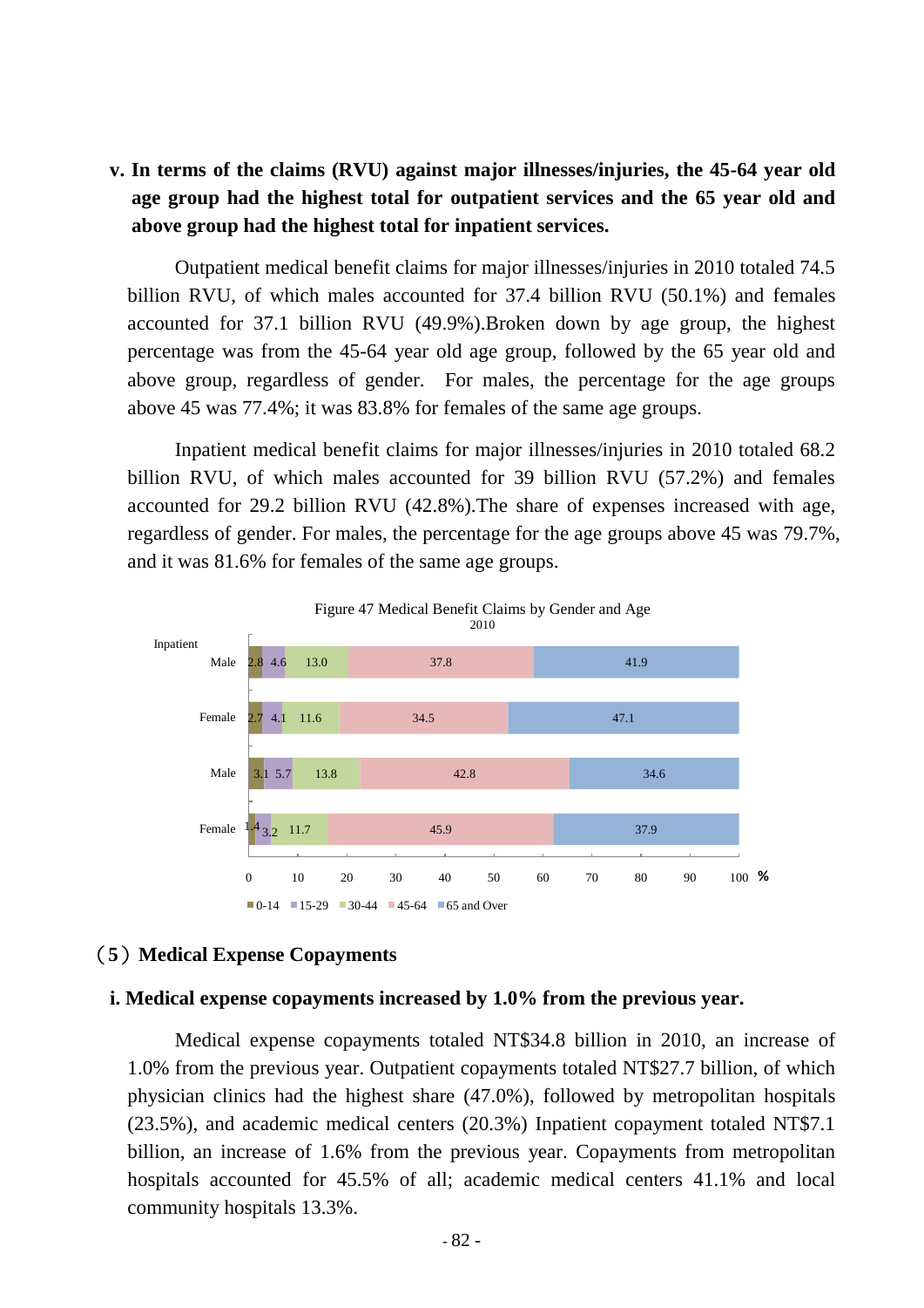**v. In terms of the claims (RVU) against major illnesses/injuries, the 45-64 year old age group had the highest total for outpatient services and the 65 year old and above group had the highest total for inpatient services.**

Outpatient medical benefit claims for major illnesses/injuries in 2010 totaled 74.5 billion RVU, of which males accounted for 37.4 billion RVU (50.1%) and females accounted for 37.1 billion RVU (49.9%).Broken down by age group, the highest percentage was from the 45-64 year old age group, followed by the 65 year old and above group, regardless of gender. For males, the percentage for the age groups above 45 was 77.4%; it was 83.8% for females of the same age groups.

Inpatient medical benefit claims for major illnesses/injuries in 2010 totaled 68.2 billion RVU, of which males accounted for 39 billion RVU (57.2%) and females accounted for 29.2 billion RVU (42.8%).The share of expenses increased with age, regardless of gender. For males, the percentage for the age groups above 45 was 79.7%, and it was 81.6% for females of the same age groups.

Figure 47 Medical Benefit Claims by Gender and Age
2010

| | | 0-14 | 15-29 | 30-44 | 45-64 | 65 and Over |
|---|---|---|---|---|---|---|
| Inpatient | Male | 2.8 | 4.6 | 13.0 | 37.8 | 41.9 |
| | Female | 2.7 | 4.1 | 11.6 | 34.5 | 47.1 |
| | Male | 3.1 | 5.7 | 13.8 | 42.8 | 34.6 |
| | Female | 1.4 | 3.2 | 11.7 | 45.9 | 37.9 |

## （5）Medical Expense Copayments

### i. Medical expense copayments increased by 1.0% from the previous year.

Medical expense copayments totaled NT$34.8 billion in 2010, an increase of 1.0% from the previous year. Outpatient copayments totaled NT$27.7 billion, of which physician clinics had the highest share (47.0%), followed by metropolitan hospitals (23.5%), and academic medical centers (20.3%) Inpatient copayment totaled NT$7.1 billion, an increase of 1.6% from the previous year. Copayments from metropolitan hospitals accounted for 45.5% of all; academic medical centers 41.1% and local community hospitals 13.3%.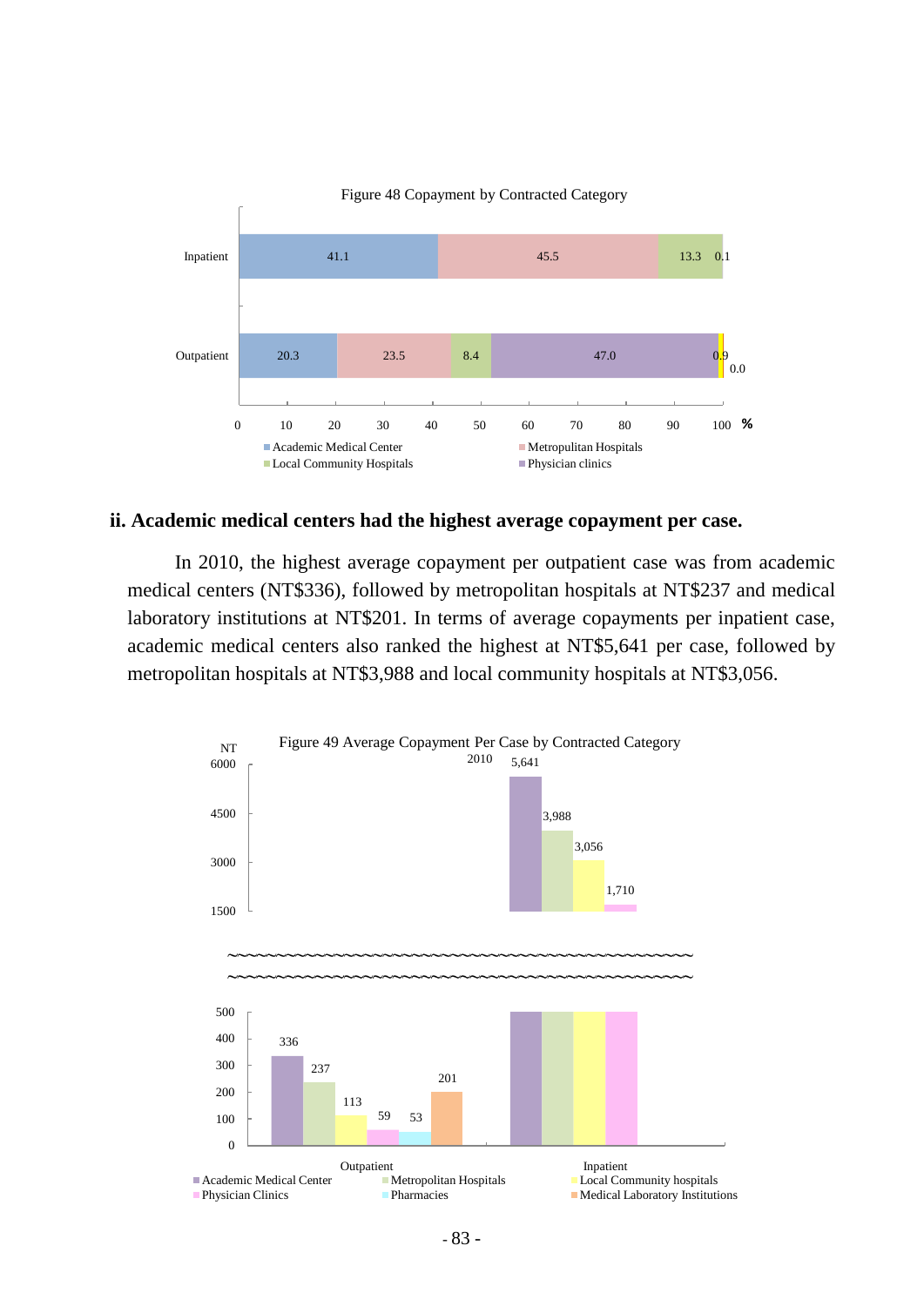Figure 48 Copayment by Contracted Category

| | Academic Medical Center | Metropolitan Hospitals | Local Community Hospitals | Physician clinics | | |
|---|---|---|---|---|---|---|
| Inpatient | 41.1 | 45.5 | 13.3 | | 0.1 | |
| Outpatient | 20.3 | 23.5 | 8.4 | 47.0 | 0.9 | 0.0 |

## ii. Academic medical centers had the highest average copayment per case.

In 2010, the highest average copayment per outpatient case was from academic medical centers (NT$336), followed by metropolitan hospitals at NT$237 and medical laboratory institutions at NT$201. In terms of average copayments per inpatient case, academic medical centers also ranked the highest at NT$5,641 per case, followed by metropolitan hospitals at NT$3,988 and local community hospitals at NT$3,056.

Figure 49 Average Copayment Per Case by Contracted Category

2010 (NT)

| | Academic Medical Center | Metropolitan Hospitals | Local Community hospitals | Physician Clinics | Pharmacies | Medical Laboratory Institutions |
|---|---|---|---|---|---|---|
| Outpatient | 336 | 237 | 113 | 59 | 53 | 201 |
| Inpatient | 5,641 | 3,988 | 3,056 | 1,710 | | |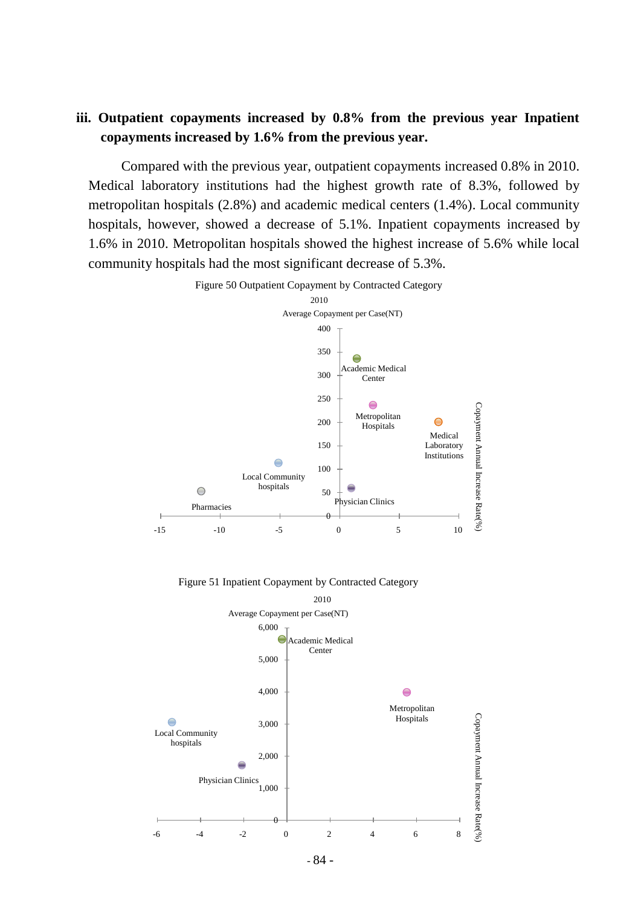### iii. Outpatient copayments increased by 0.8% from the previous year Inpatient copayments increased by 1.6% from the previous year.

Compared with the previous year, outpatient copayments increased 0.8% in 2010. Medical laboratory institutions had the highest growth rate of 8.3%, followed by metropolitan hospitals (2.8%) and academic medical centers (1.4%). Local community hospitals, however, showed a decrease of 5.1%. Inpatient copayments increased by 1.6% in 2010. Metropolitan hospitals showed the highest increase of 5.6% while local community hospitals had the most significant decrease of 5.3%.

Figure 50 Outpatient Copayment by Contracted Category

2010

Average Copayment per Case(NT)

Academic Medical Center

Metropolitan Hospitals

Medical Laboratory Institutions

Local Community hospitals

Physician Clinics

Pharmacies

Copayment Annual Increase Rate(%)

Figure 51 Inpatient Copayment by Contracted Category

2010

Average Copayment per Case(NT)

Academic Medical Center

Metropolitan Hospitals

Local Community hospitals

Physician Clinics

Copayment Annual Increase Rate(%)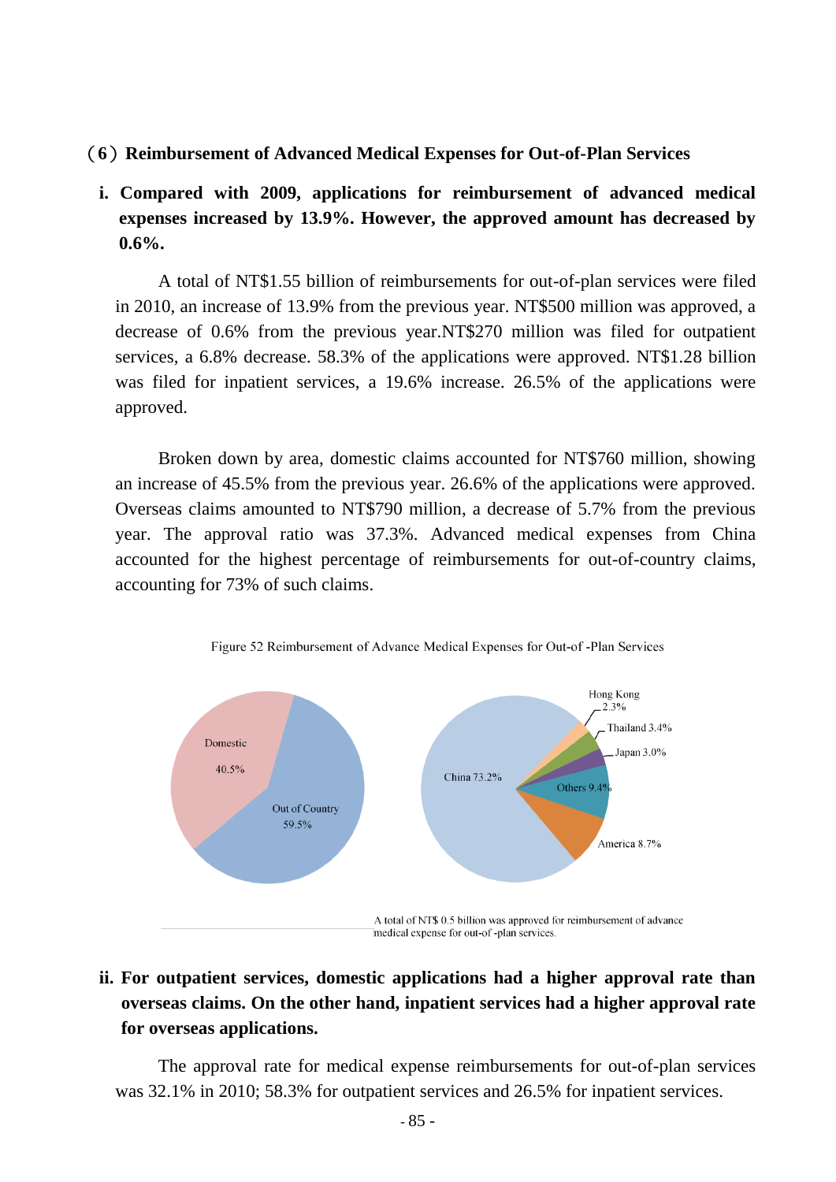### （6）Reimbursement of Advanced Medical Expenses for Out-of-Plan Services

**i. Compared with 2009, applications for reimbursement of advanced medical expenses increased by 13.9%. However, the approved amount has decreased by 0.6%.**

A total of NT$1.55 billion of reimbursements for out-of-plan services were filed in 2010, an increase of 13.9% from the previous year. NT$500 million was approved, a decrease of 0.6% from the previous year.NT$270 million was filed for outpatient services, a 6.8% decrease. 58.3% of the applications were approved. NT$1.28 billion was filed for inpatient services, a 19.6% increase. 26.5% of the applications were approved.

Broken down by area, domestic claims accounted for NT$760 million, showing an increase of 45.5% from the previous year. 26.6% of the applications were approved. Overseas claims amounted to NT$790 million, a decrease of 5.7% from the previous year. The approval ratio was 37.3%. Advanced medical expenses from China accounted for the highest percentage of reimbursements for out-of-country claims, accounting for 73% of such claims.

Figure 52 Reimbursement of Advance Medical Expenses for Out-of -Plan Services

Domestic 40.5%; Out of Country 59.5%

China 73.2%; Hong Kong 2.3%; Thailand 3.4%; Japan 3.0%; Others 9.4%; America 8.7%

A total of NT$ 0.5 billion was approved for reimbursement of advance medical expense for out-of -plan services.

**ii. For outpatient services, domestic applications had a higher approval rate than overseas claims. On the other hand, inpatient services had a higher approval rate for overseas applications.**

The approval rate for medical expense reimbursements for out-of-plan services was 32.1% in 2010; 58.3% for outpatient services and 26.5% for inpatient services.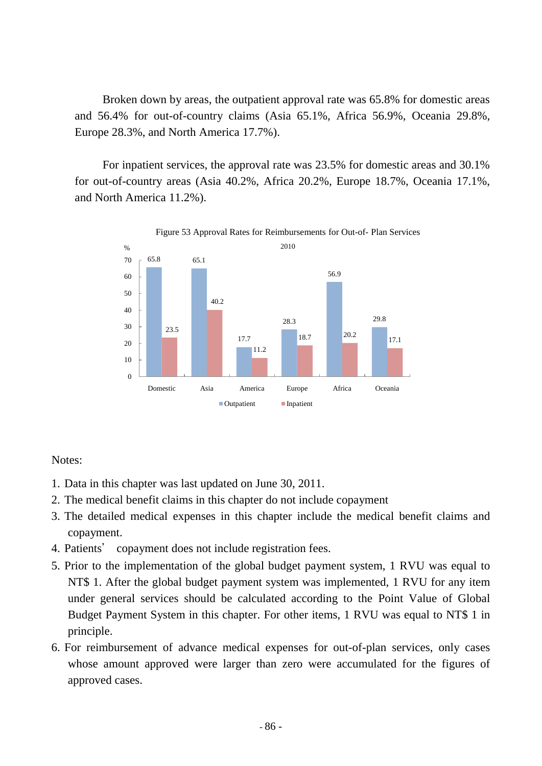Broken down by areas, the outpatient approval rate was 65.8% for domestic areas and 56.4% for out-of-country claims (Asia 65.1%, Africa 56.9%, Oceania 29.8%, Europe 28.3%, and North America 17.7%).

For inpatient services, the approval rate was 23.5% for domestic areas and 30.1% for out-of-country areas (Asia 40.2%, Africa 20.2%, Europe 18.7%, Oceania 17.1%, and North America 11.2%).

Figure 53 Approval Rates for Reimbursements for Out-of- Plan Services

2010

%

70
60
50
40
30
20
10
0

65.8
23.5
65.1
40.2
17.7
11.2
28.3
18.7
56.9
20.2
29.8
17.1

Domestic
Asia
America
Europe
Africa
Oceania

Outpatient
Inpatient

Notes:

1. Data in this chapter was last updated on June 30, 2011.
2. The medical benefit claims in this chapter do not include copayment
3. The detailed medical expenses in this chapter include the medical benefit claims and copayment.
4. Patients' copayment does not include registration fees.
5. Prior to the implementation of the global budget payment system, 1 RVU was equal to NT$ 1. After the global budget payment system was implemented, 1 RVU for any item under general services should be calculated according to the Point Value of Global Budget Payment System in this chapter. For other items, 1 RVU was equal to NT$ 1 in principle.
6. For reimbursement of advance medical expenses for out-of-plan services, only cases whose amount approved were larger than zero were accumulated for the figures of approved cases.